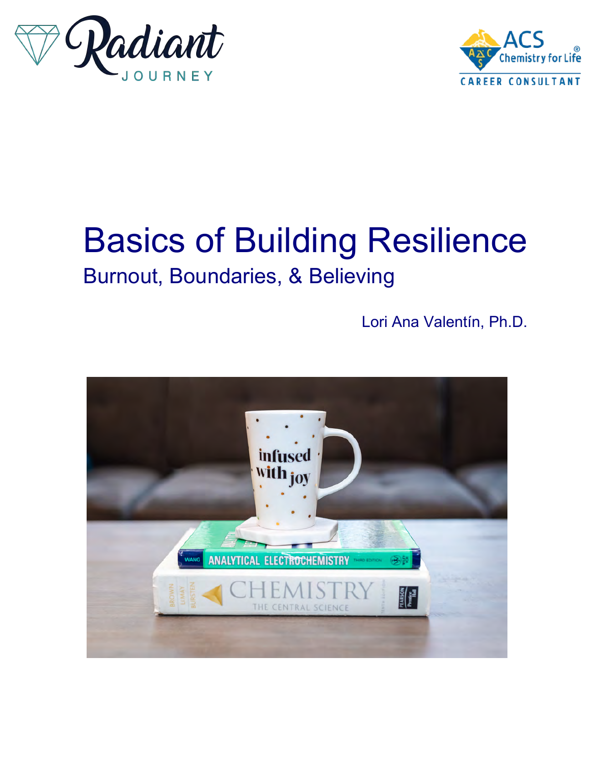# Basics of Building Resilience

## Burnout, Boundaries, & Believing

Lori Ana Valentín, Ph.D.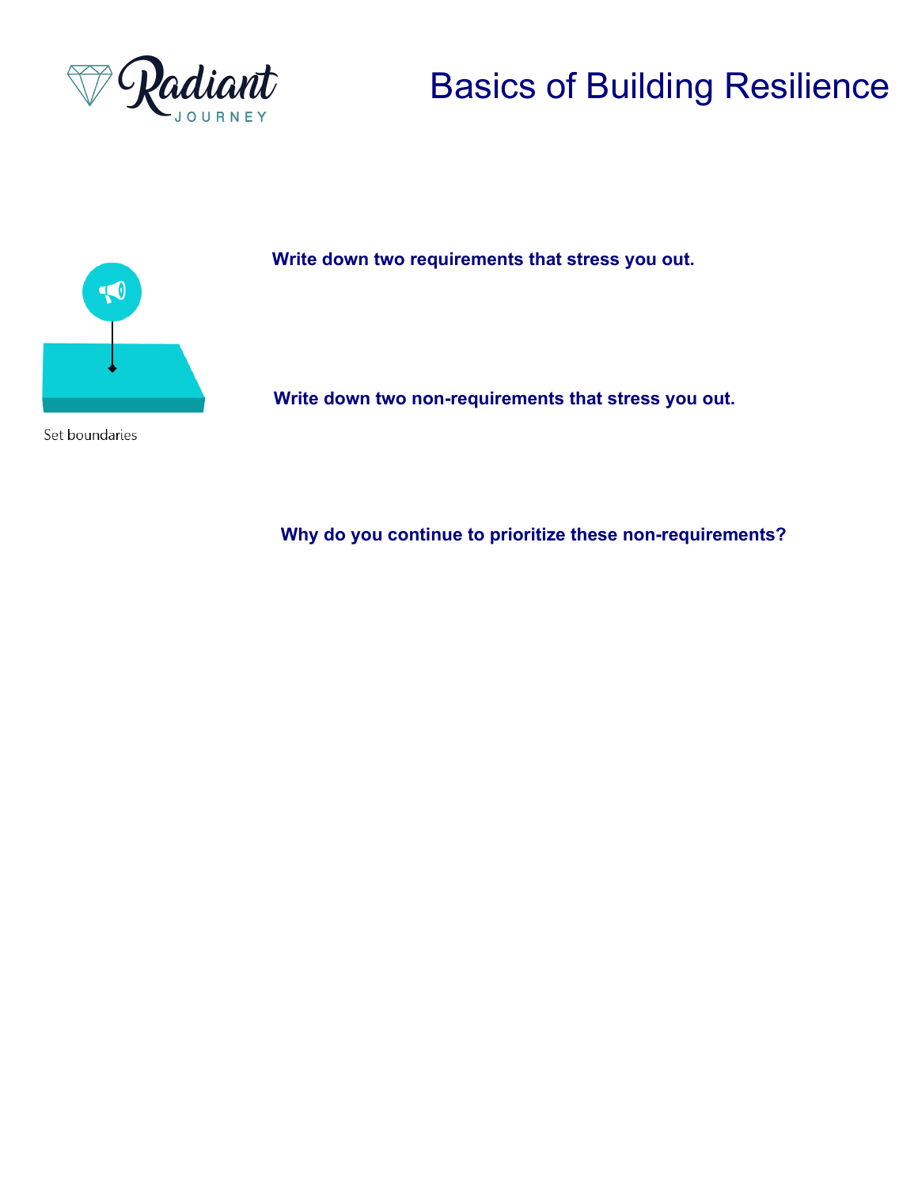# Basics of Building Resilience

Set boundaries

**Write down two requirements that stress you out.**

**Write down two non-requirements that stress you out.**

**Why do you continue to prioritize these non-requirements?**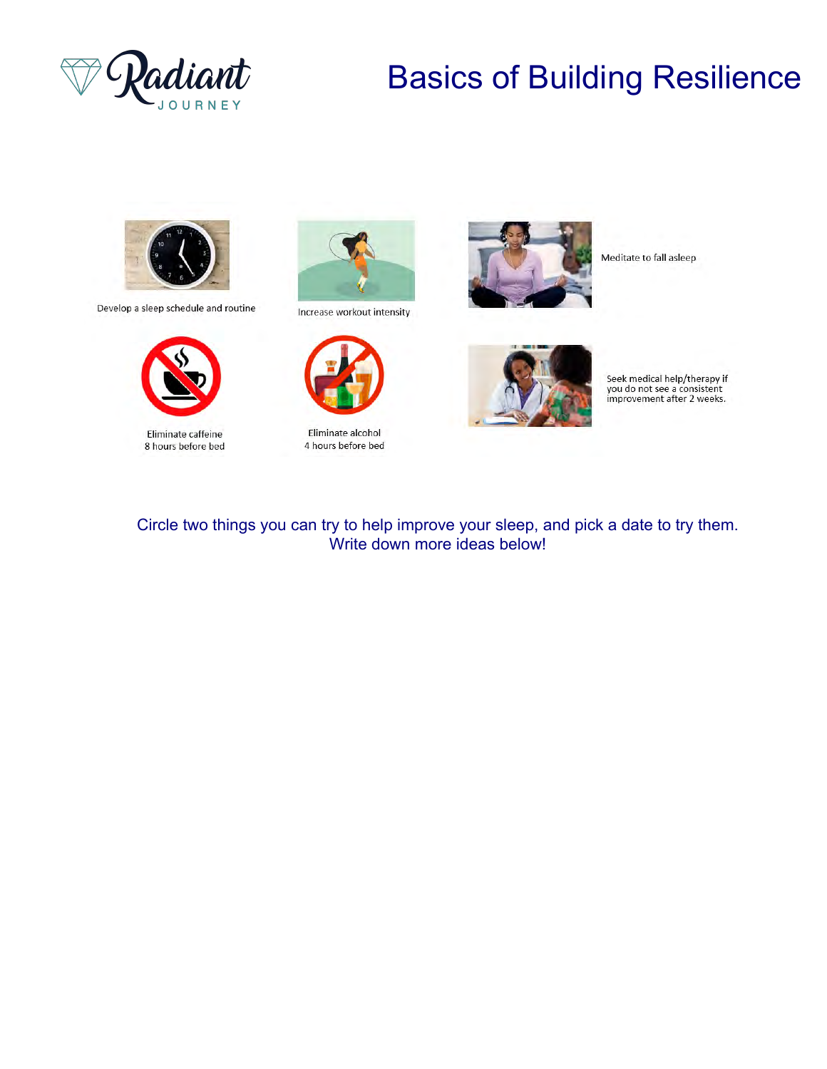# Basics of Building Resilience

Develop a sleep schedule and routine

Increase workout intensity

Meditate to fall asleep

Eliminate caffeine
8 hours before bed

Eliminate alcohol
4 hours before bed

Seek medical help/therapy if you do not see a consistent improvement after 2 weeks.

Circle two things you can try to help improve your sleep, and pick a date to try them.
Write down more ideas below!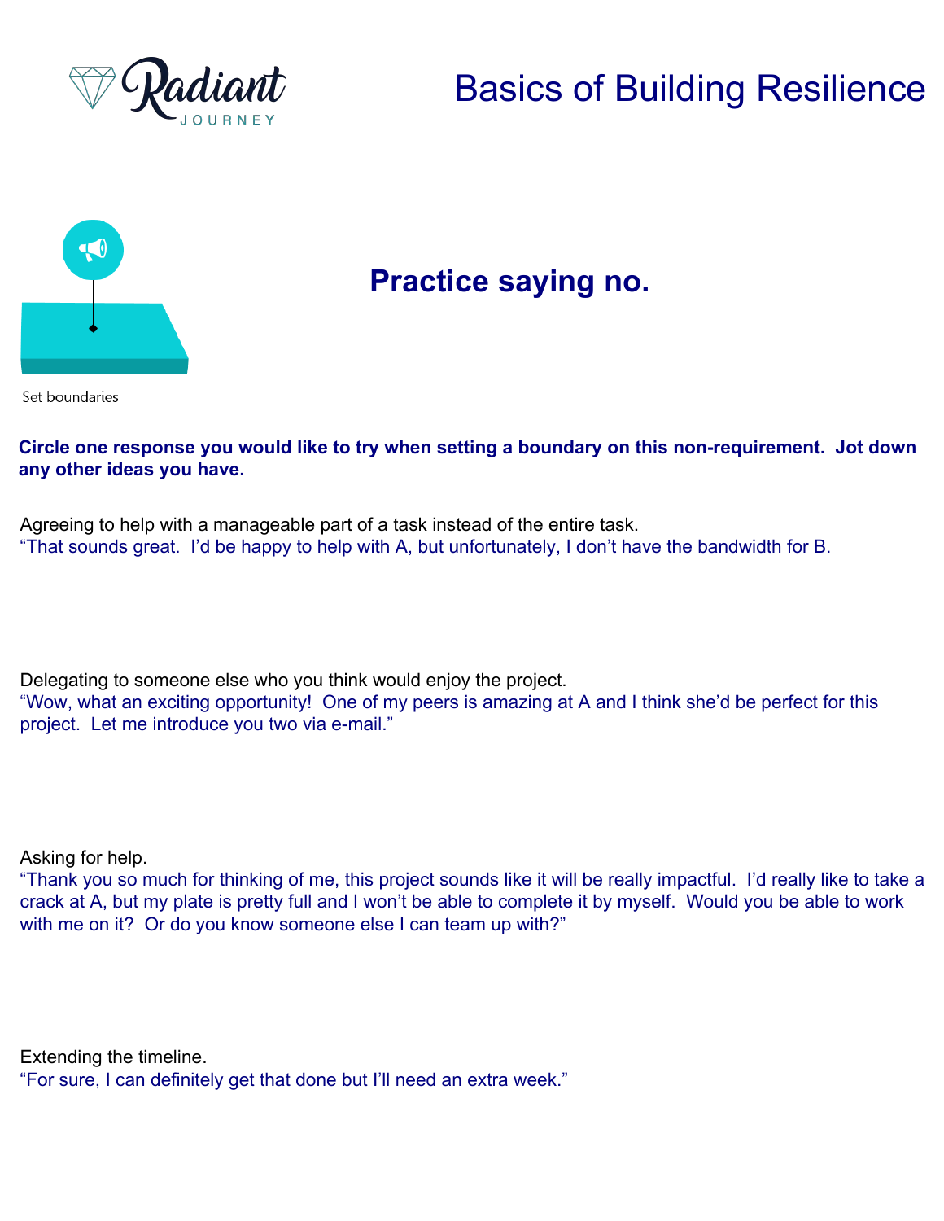Radiant JOURNEY

# Basics of Building Resilience

## Practice saying no.

Set boundaries

**Circle one response you would like to try when setting a boundary on this non-requirement. Jot down any other ideas you have.**

Agreeing to help with a manageable part of a task instead of the entire task.
"That sounds great. I'd be happy to help with A, but unfortunately, I don't have the bandwidth for B.

Delegating to someone else who you think would enjoy the project.
"Wow, what an exciting opportunity! One of my peers is amazing at A and I think she'd be perfect for this project. Let me introduce you two via e-mail."

Asking for help.
"Thank you so much for thinking of me, this project sounds like it will be really impactful. I'd really like to take a crack at A, but my plate is pretty full and I won't be able to complete it by myself. Would you be able to work with me on it? Or do you know someone else I can team up with?"

Extending the timeline.
"For sure, I can definitely get that done but I'll need an extra week."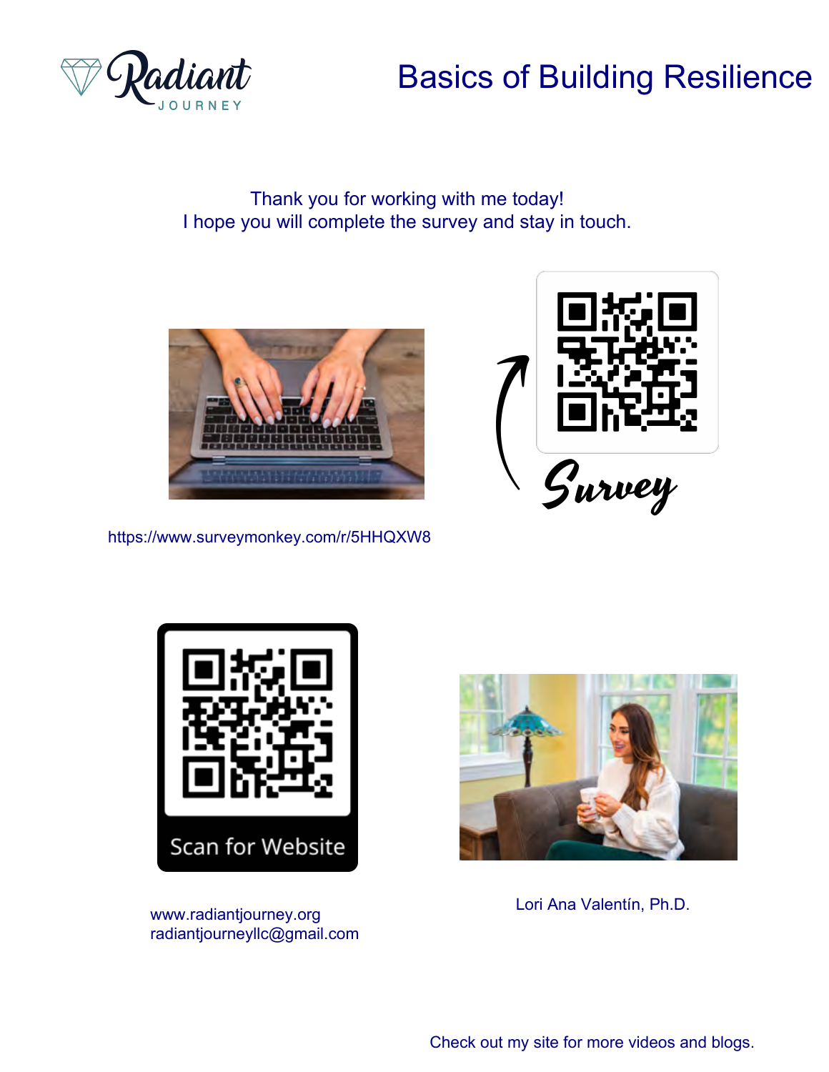# Basics of Building Resilience

Thank you for working with me today!
I hope you will complete the survey and stay in touch.

Survey

https://www.surveymonkey.com/r/5HHQXW8

Scan for Website

www.radiantjourney.org
radiantjourneyllc@gmail.com

Lori Ana Valentín, Ph.D.

Check out my site for more videos and blogs.